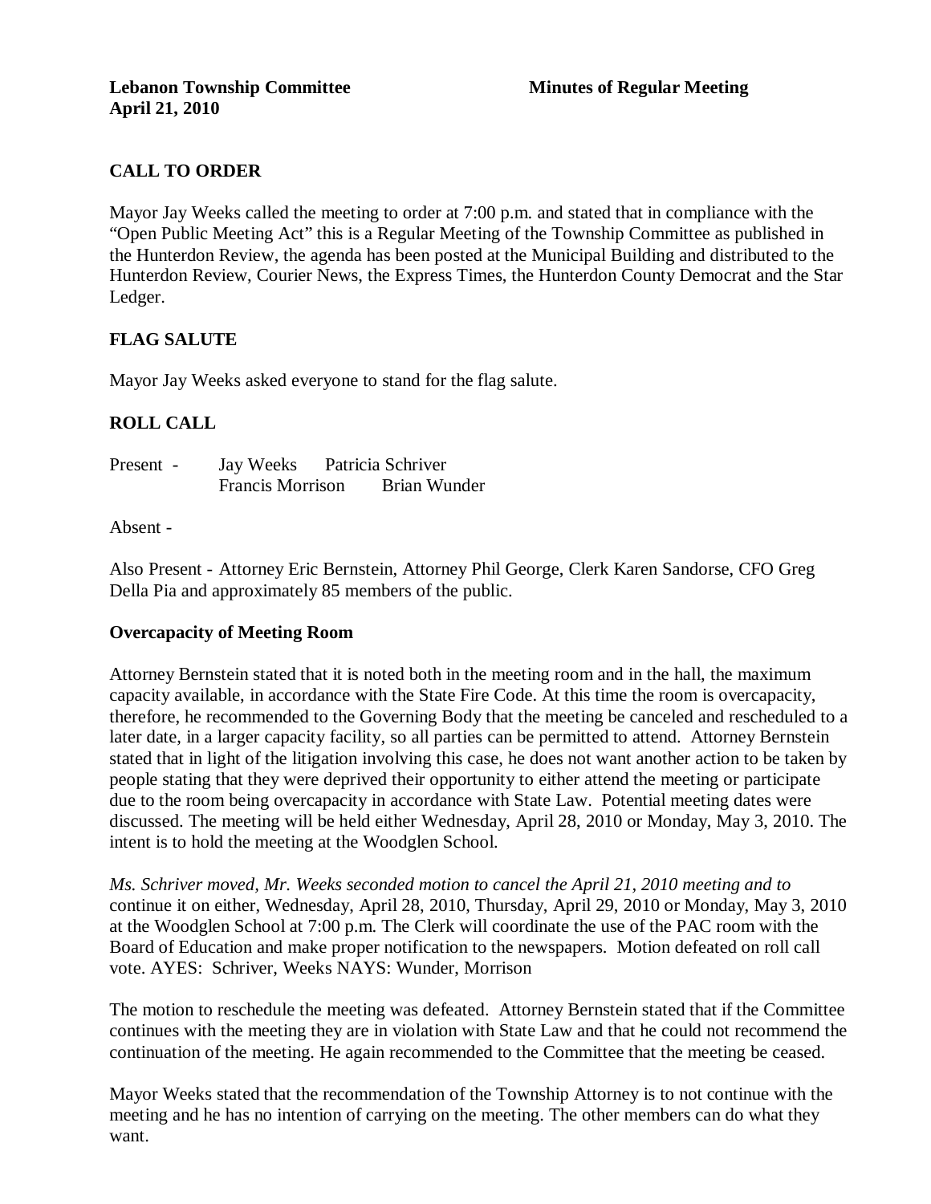**Lebanon Township Committee** **Minutes of Regular Meeting**
**April 21, 2010**

## CALL TO ORDER

Mayor Jay Weeks called the meeting to order at 7:00 p.m. and stated that in compliance with the "Open Public Meeting Act" this is a Regular Meeting of the Township Committee as published in the Hunterdon Review, the agenda has been posted at the Municipal Building and distributed to the Hunterdon Review, Courier News, the Express Times, the Hunterdon County Democrat and the Star Ledger.

## FLAG SALUTE

Mayor Jay Weeks asked everyone to stand for the flag salute.

## ROLL CALL

Present - Jay Weeks Patricia Schriver
Francis Morrison Brian Wunder

Absent -

Also Present - Attorney Eric Bernstein, Attorney Phil George, Clerk Karen Sandorse, CFO Greg Della Pia and approximately 85 members of the public.

### Overcapacity of Meeting Room

Attorney Bernstein stated that it is noted both in the meeting room and in the hall, the maximum capacity available, in accordance with the State Fire Code. At this time the room is overcapacity, therefore, he recommended to the Governing Body that the meeting be canceled and rescheduled to a later date, in a larger capacity facility, so all parties can be permitted to attend. Attorney Bernstein stated that in light of the litigation involving this case, he does not want another action to be taken by people stating that they were deprived their opportunity to either attend the meeting or participate due to the room being overcapacity in accordance with State Law. Potential meeting dates were discussed. The meeting will be held either Wednesday, April 28, 2010 or Monday, May 3, 2010. The intent is to hold the meeting at the Woodglen School.

*Ms. Schriver moved, Mr. Weeks seconded motion to cancel the April 21, 2010 meeting and to* continue it on either, Wednesday, April 28, 2010, Thursday, April 29, 2010 or Monday, May 3, 2010 at the Woodglen School at 7:00 p.m. The Clerk will coordinate the use of the PAC room with the Board of Education and make proper notification to the newspapers. Motion defeated on roll call vote. AYES: Schriver, Weeks NAYS: Wunder, Morrison

The motion to reschedule the meeting was defeated. Attorney Bernstein stated that if the Committee continues with the meeting they are in violation with State Law and that he could not recommend the continuation of the meeting. He again recommended to the Committee that the meeting be ceased.

Mayor Weeks stated that the recommendation of the Township Attorney is to not continue with the meeting and he has no intention of carrying on the meeting. The other members can do what they want.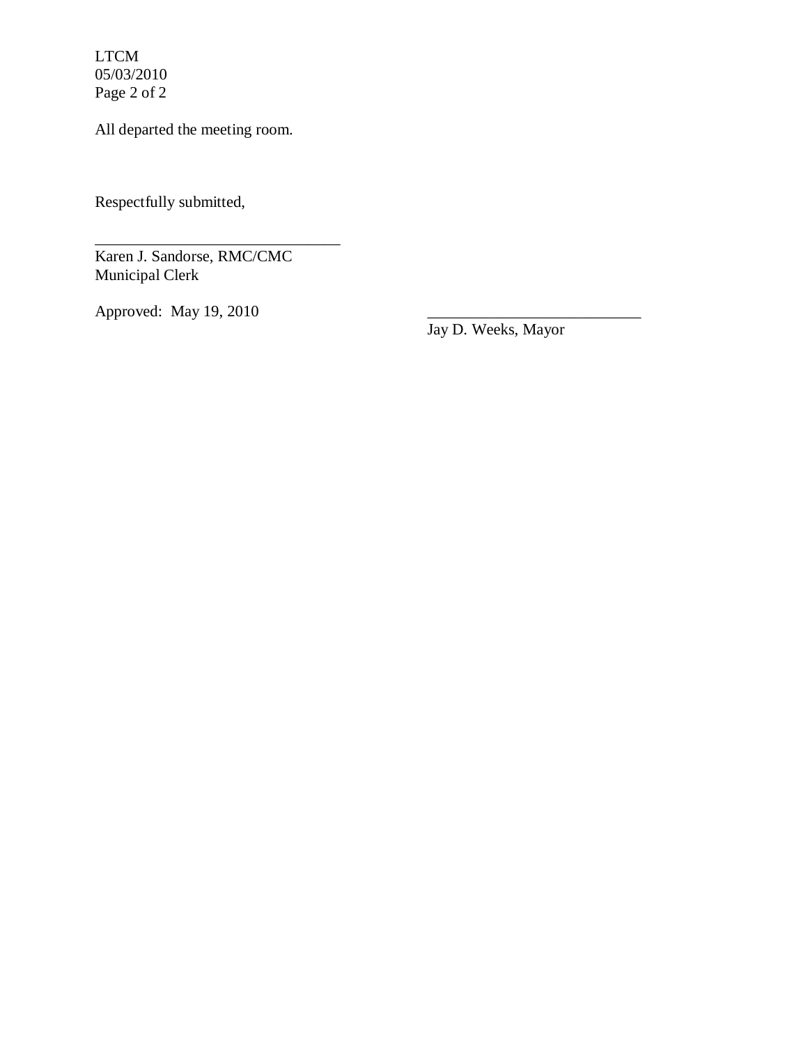All departed the meeting room.

Respectfully submitted,

\_\_\_\_\_\_\_\_\_\_\_\_\_\_\_\_\_\_\_\_\_\_\_\_\_\_\_\_\_\_\_\_

Karen J. Sandorse, RMC/CMC
Municipal Clerk

Approved: May 19, 2010

\_\_\_\_\_\_\_\_\_\_\_\_\_\_\_\_\_\_\_\_\_\_\_\_\_\_\_\_

Jay D. Weeks, Mayor